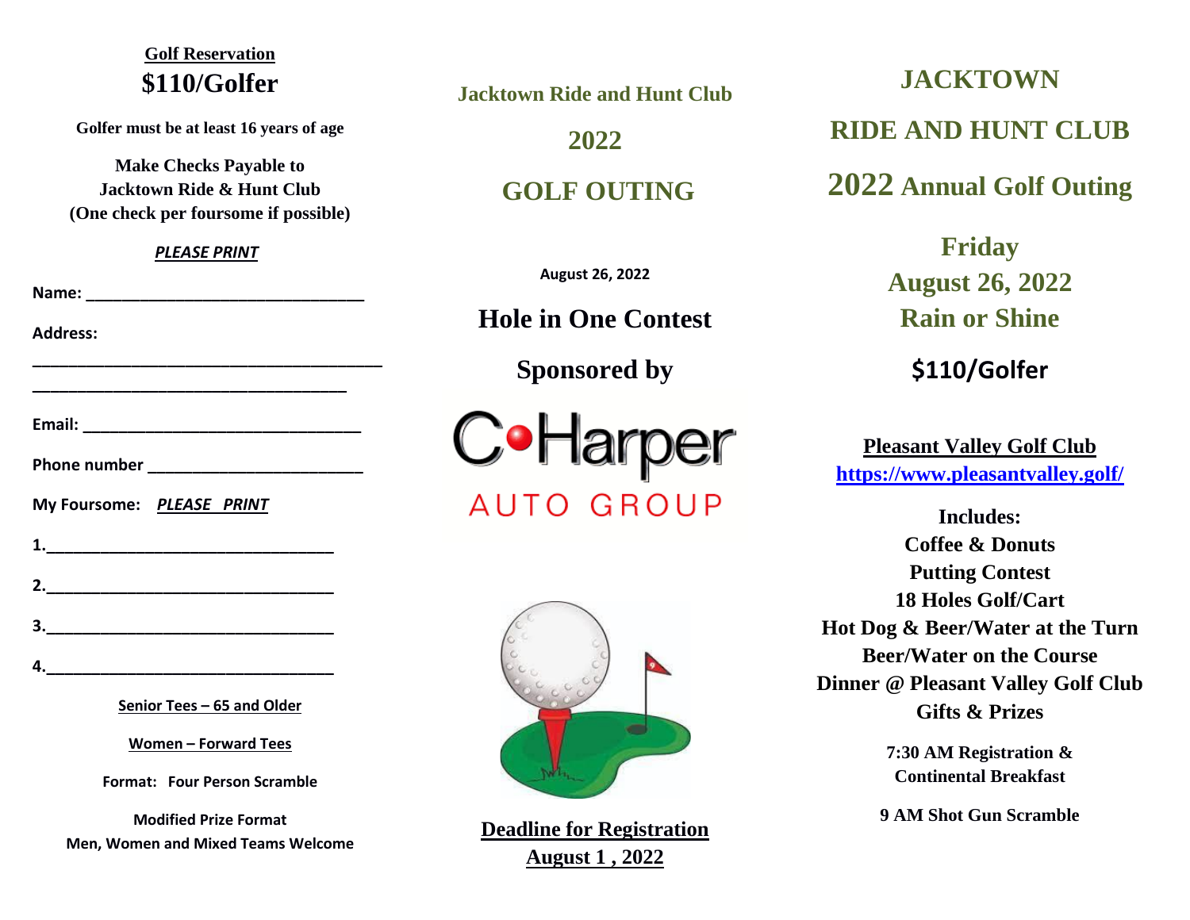**Golf Reservation**

## $110/Golfer

**Golfer must be at least 16 years of age**

**Make Checks Payable to**
**Jacktown Ride & Hunt Club**
**(One check per foursome if possible)**

***PLEASE PRINT***

**Name:** ________________________________

**Address:**

________________________________________

__________________________________

**Email:** ________________________________

**Phone number** ________________________

**My Foursome:** ***PLEASE PRINT***

**1.**________________________________

**2.**________________________________

**3.**________________________________

**4.**________________________________

**Senior Tees – 65 and Older**

**Women – Forward Tees**

**Format: Four Person Scramble**

**Modified Prize Format**
**Men, Women and Mixed Teams Welcome**

## Jacktown Ride and Hunt Club

## 2022

## GOLF OUTING

**August 26, 2022**

## Hole in One Contest

## Sponsored by

C•Harper
AUTO GROUP

**Deadline for Registration**
**August 1 , 2022**

# JACKTOWN

# RIDE AND HUNT CLUB

# 2022 Annual Golf Outing

## Friday
## August 26, 2022
## Rain or Shine

## $110/Golfer

**Pleasant Valley Golf Club**
**https://www.pleasantvalley.golf/**

**Includes:**
**Coffee & Donuts**
**Putting Contest**
**18 Holes Golf/Cart**
**Hot Dog & Beer/Water at the Turn**
**Beer/Water on the Course**
**Dinner @ Pleasant Valley Golf Club**
**Gifts & Prizes**

**7:30 AM Registration &**
**Continental Breakfast**

**9 AM Shot Gun Scramble**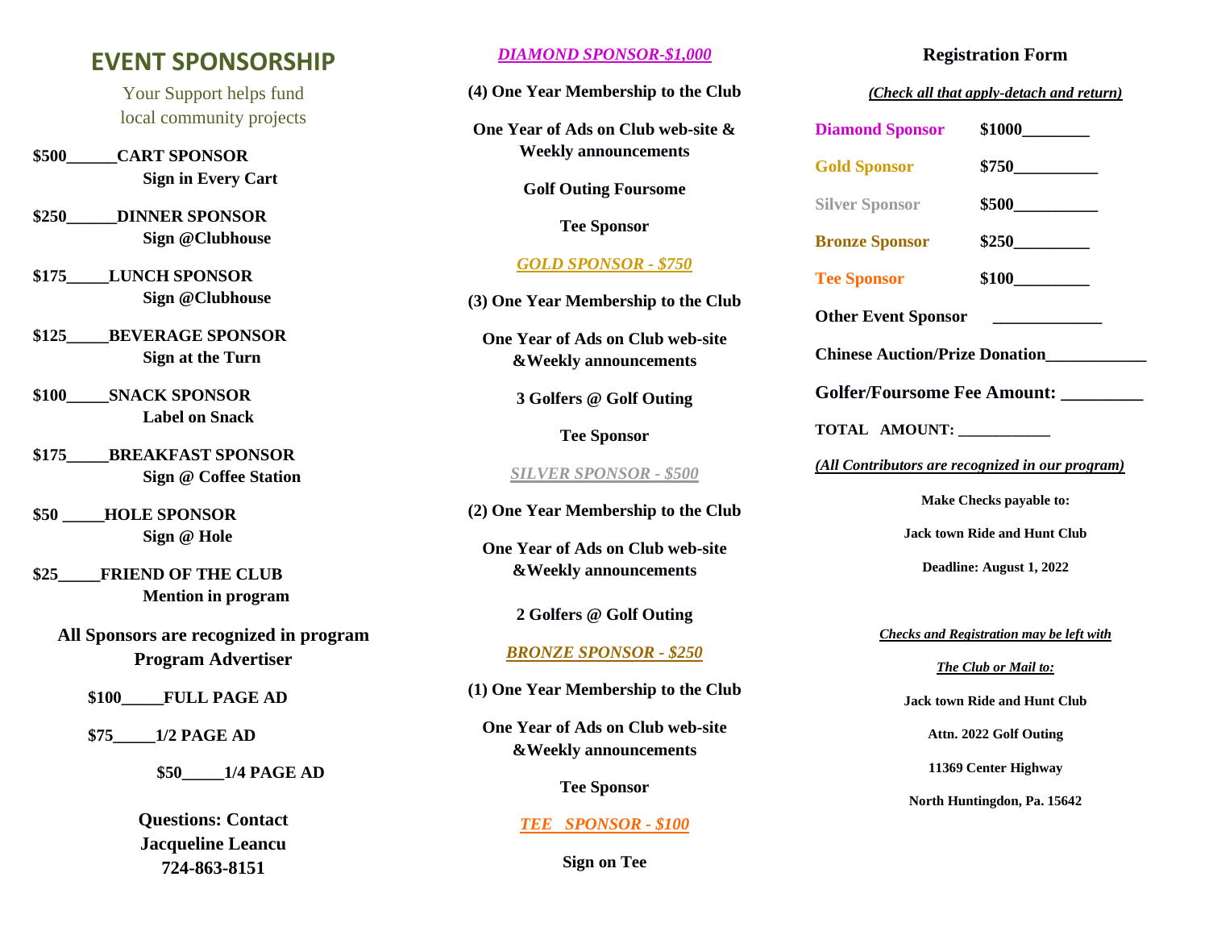# EVENT SPONSORSHIP

Your Support helps fund
local community projects

**$500\_\_\_\_\_\_CART SPONSOR**
**Sign in Every Cart**

**$250\_\_\_\_\_\_DINNER SPONSOR**
**Sign @Clubhouse**

**$175\_\_\_\_\_LUNCH SPONSOR**
**Sign @Clubhouse**

**$125\_\_\_\_\_BEVERAGE SPONSOR**
**Sign at the Turn**

**$100\_\_\_\_\_SNACK SPONSOR**
**Label on Snack**

**$175\_\_\_\_\_BREAKFAST SPONSOR**
**Sign @ Coffee Station**

**$50 \_\_\_\_\_HOLE SPONSOR**
**Sign @ Hole**

**$25\_\_\_\_\_FRIEND OF THE CLUB**
**Mention in program**

**All Sponsors are recognized in program**
**Program Advertiser**

**$100\_\_\_\_\_FULL PAGE AD**

**$75\_\_\_\_\_1/2 PAGE AD**

**$50\_\_\_\_\_1/4 PAGE AD**

**Questions: Contact**
**Jacqueline Leancu**
**724-863-8151**

***DIAMOND SPONSOR-$1,000***

**(4) One Year Membership to the Club**

**One Year of Ads on Club web-site & Weekly announcements**

**Golf Outing Foursome**

**Tee Sponsor**

***GOLD SPONSOR - $750***

**(3) One Year Membership to the Club**

**One Year of Ads on Club web-site &Weekly announcements**

**3 Golfers @ Golf Outing**

**Tee Sponsor**

***SILVER SPONSOR - $500***

**(2) One Year Membership to the Club**

**One Year of Ads on Club web-site &Weekly announcements**

**2 Golfers @ Golf Outing**

***BRONZE SPONSOR - $250***

**(1) One Year Membership to the Club**

**One Year of Ads on Club web-site &Weekly announcements**

**Tee Sponsor**

***TEE SPONSOR - $100***

**Sign on Tee**

## Registration Form

***(Check all that apply-detach and return)***

**Diamond Sponsor** **$1000\_\_\_\_\_\_\_\_**

**Gold Sponsor** **$750\_\_\_\_\_\_\_\_\_\_**

**Silver Sponsor** **$500\_\_\_\_\_\_\_\_\_\_**

**Bronze Sponsor** **$250\_\_\_\_\_\_\_\_\_**

**Tee Sponsor** **$100\_\_\_\_\_\_\_\_\_**

**Other Event Sponsor \_\_\_\_\_\_\_\_\_\_\_\_\_**

**Chinese Auction/Prize Donation\_\_\_\_\_\_\_\_\_\_\_\_**

**Golfer/Foursome Fee Amount: \_\_\_\_\_\_\_\_\_**

**TOTAL AMOUNT: \_\_\_\_\_\_\_\_\_\_\_\_**

***(All Contributors are recognized in our program)***

**Make Checks payable to:**

**Jack town Ride and Hunt Club**

**Deadline: August 1, 2022**

***Checks and Registration may be left with***

***The Club or Mail to:***

**Jack town Ride and Hunt Club**

**Attn. 2022 Golf Outing**

**11369 Center Highway**

**North Huntingdon, Pa. 15642**